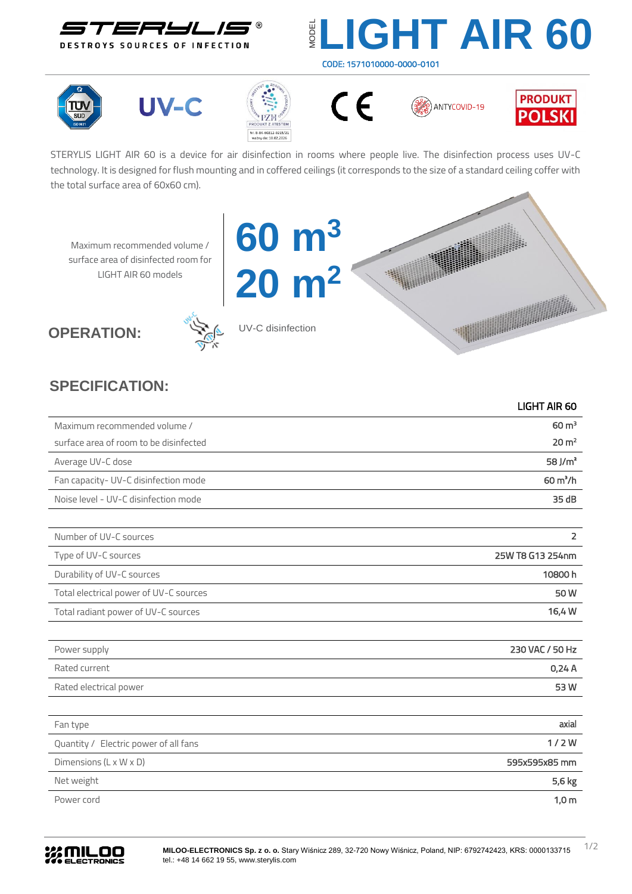STERYLIS®

DESTROYS SOURCES OF INFECTION

MODEL

# LIGHT AIR 60

CODE: 1571010000-0000-0101

UV-C

ANTYCOVID-19

PRODUKT POLSKI

STERYLIS LIGHT AIR 60 is a device for air disinfection in rooms where people live. The disinfection process uses UV-C technology. It is designed for flush mounting and in coffered ceilings (it corresponds to the size of a standard ceiling coffer with the total surface area of 60x60 cm).

Maximum recommended volume / surface area of disinfected room for LIGHT AIR 60 models

**60 m³**
**20 m²**

## OPERATION:

UV-C disinfection

## SPECIFICATION:

| | LIGHT AIR 60 |
|---|---|
| Maximum recommended volume / | 60 m³ |
| surface area of room to be disinfected | 20 m² |
| Average UV-C dose | 58 J/m² |
| Fan capacity- UV-C disinfection mode | 60 m³/h |
| Noise level - UV-C disinfection mode | 35 dB |
| | |
| Number of UV-C sources | 2 |
| Type of UV-C sources | 25W T8 G13 254nm |
| Durability of UV-C sources | 10800 h |
| Total electrical power of UV-C sources | 50 W |
| Total radiant power of UV-C sources | 16,4 W |
| | |
| Power supply | 230 VAC / 50 Hz |
| Rated current | 0,24 A |
| Rated electrical power | 53 W |
| | |
| Fan type | axial |
| Quantity / Electric power of all fans | 1 / 2 W |
| Dimensions (L x W x D) | 595x595x85 mm |
| Net weight | 5,6 kg |
| Power cord | 1,0 m |

**MILOO-ELECTRONICS Sp. z o. o.** Stary Wiśnicz 289, 32-720 Nowy Wiśnicz, Poland, NIP: 6792742423, KRS: 0000133715
tel.: +48 14 662 19 55, www.sterylis.com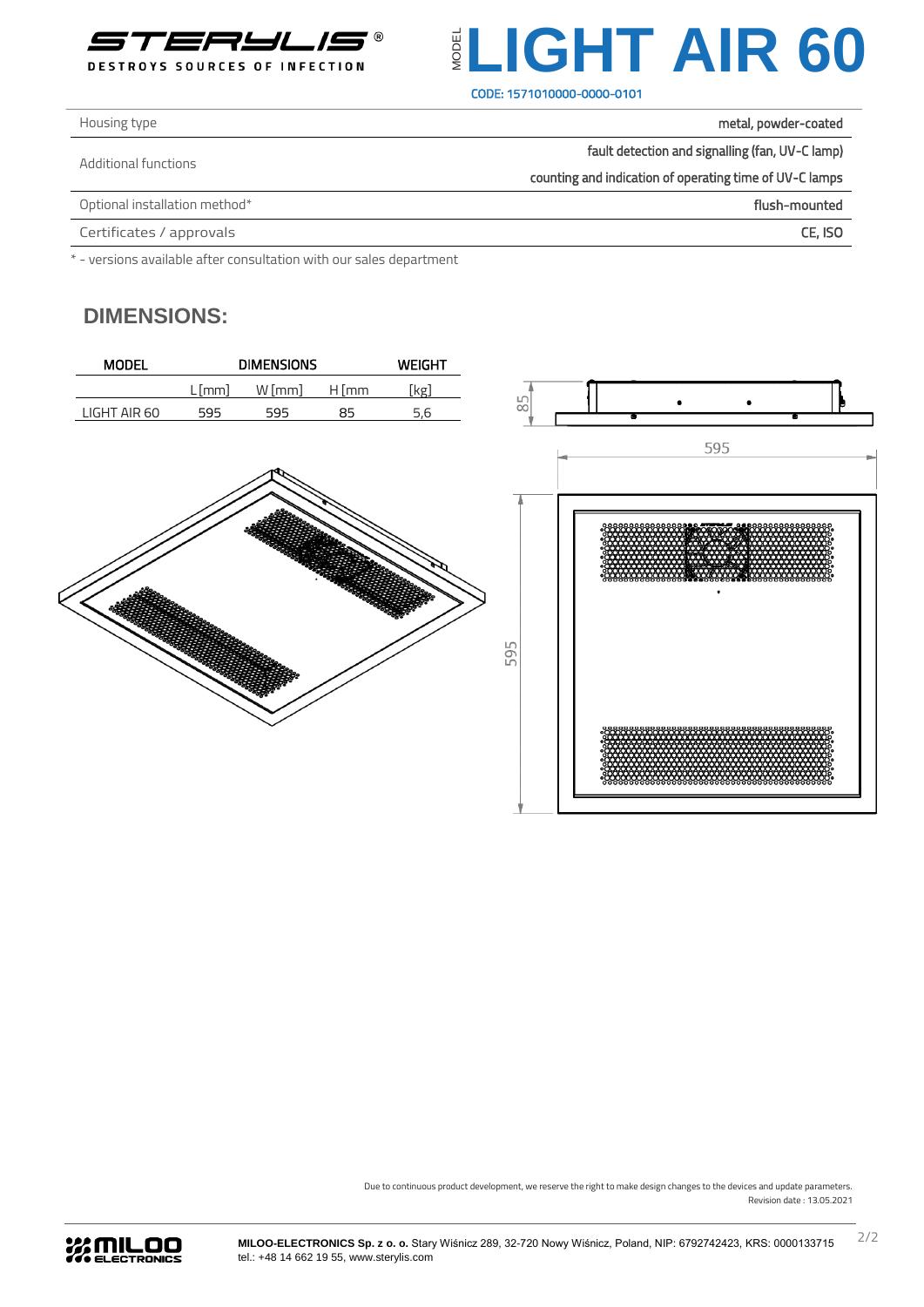# MODEL LIGHT AIR 60

CODE: 1571010000-0000-0101

| | |
|---|---|
| Housing type | metal, powder-coated |
| Additional functions | fault detection and signalling (fan, UV-C lamp) |
| | counting and indication of operating time of UV-C lamps |
| Optional installation method* | flush-mounted |
| Certificates / approvals | CE, ISO |

* - versions available after consultation with our sales department

## DIMENSIONS:

| MODEL | DIMENSIONS | | | WEIGHT |
|---|---|---|---|---|
| | L [mm] | W [mm] | H [mm | [kg] |
| LIGHT AIR 60 | 595 | 595 | 85 | 5,6 |

85

595

595

Due to continuous product development, we reserve the right to make design changes to the devices and update parameters.
Revision date : 13.05.2021

**MILOO-ELECTRONICS Sp. z o. o.** Stary Wiśnicz 289, 32-720 Nowy Wiśnicz, Poland, NIP: 6792742423, KRS: 0000133715
tel.: +48 14 662 19 55, www.sterylis.com